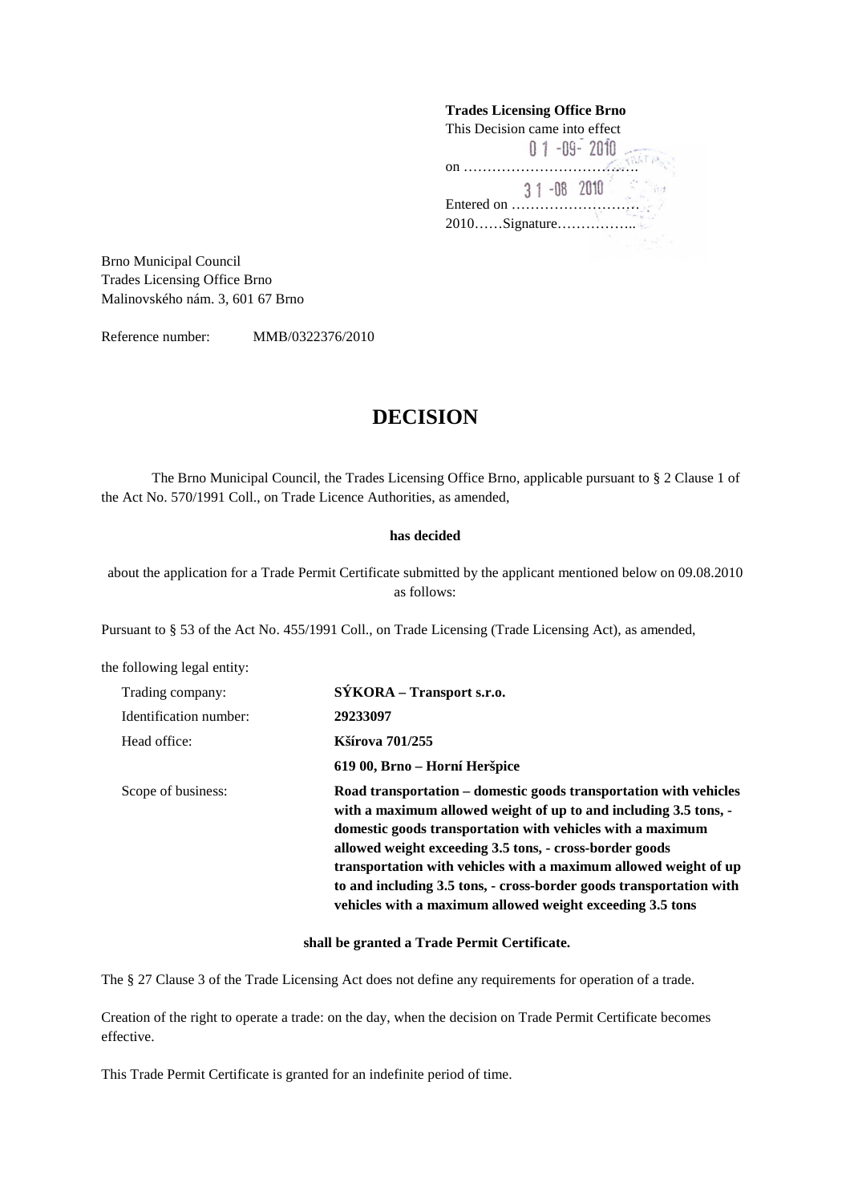**Trades Licensing Office Brno**
This Decision came into effect
on 01-09-2010
Entered on 31-08-2010
2010……Signature……………..

Brno Municipal Council
Trades Licensing Office Brno
Malinovského nám. 3, 601 67 Brno

Reference number: MMB/0322376/2010

# DECISION

The Brno Municipal Council, the Trades Licensing Office Brno, applicable pursuant to § 2 Clause 1 of the Act No. 570/1991 Coll., on Trade Licence Authorities, as amended,

**has decided**

about the application for a Trade Permit Certificate submitted by the applicant mentioned below on 09.08.2010 as follows:

Pursuant to § 53 of the Act No. 455/1991 Coll., on Trade Licensing (Trade Licensing Act), as amended,

the following legal entity:

| | |
|---|---|
| Trading company: | **SÝKORA – Transport s.r.o.** |
| Identification number: | **29233097** |
| Head office: | **Kšírova 701/255** |
| | **619 00, Brno – Horní Heršpice** |
| Scope of business: | **Road transportation – domestic goods transportation with vehicles with a maximum allowed weight of up to and including 3.5 tons, - domestic goods transportation with vehicles with a maximum allowed weight exceeding 3.5 tons, - cross-border goods transportation with vehicles with a maximum allowed weight of up to and including 3.5 tons, - cross-border goods transportation with vehicles with a maximum allowed weight exceeding 3.5 tons** |

**shall be granted a Trade Permit Certificate.**

The § 27 Clause 3 of the Trade Licensing Act does not define any requirements for operation of a trade.

Creation of the right to operate a trade: on the day, when the decision on Trade Permit Certificate becomes effective.

This Trade Permit Certificate is granted for an indefinite period of time.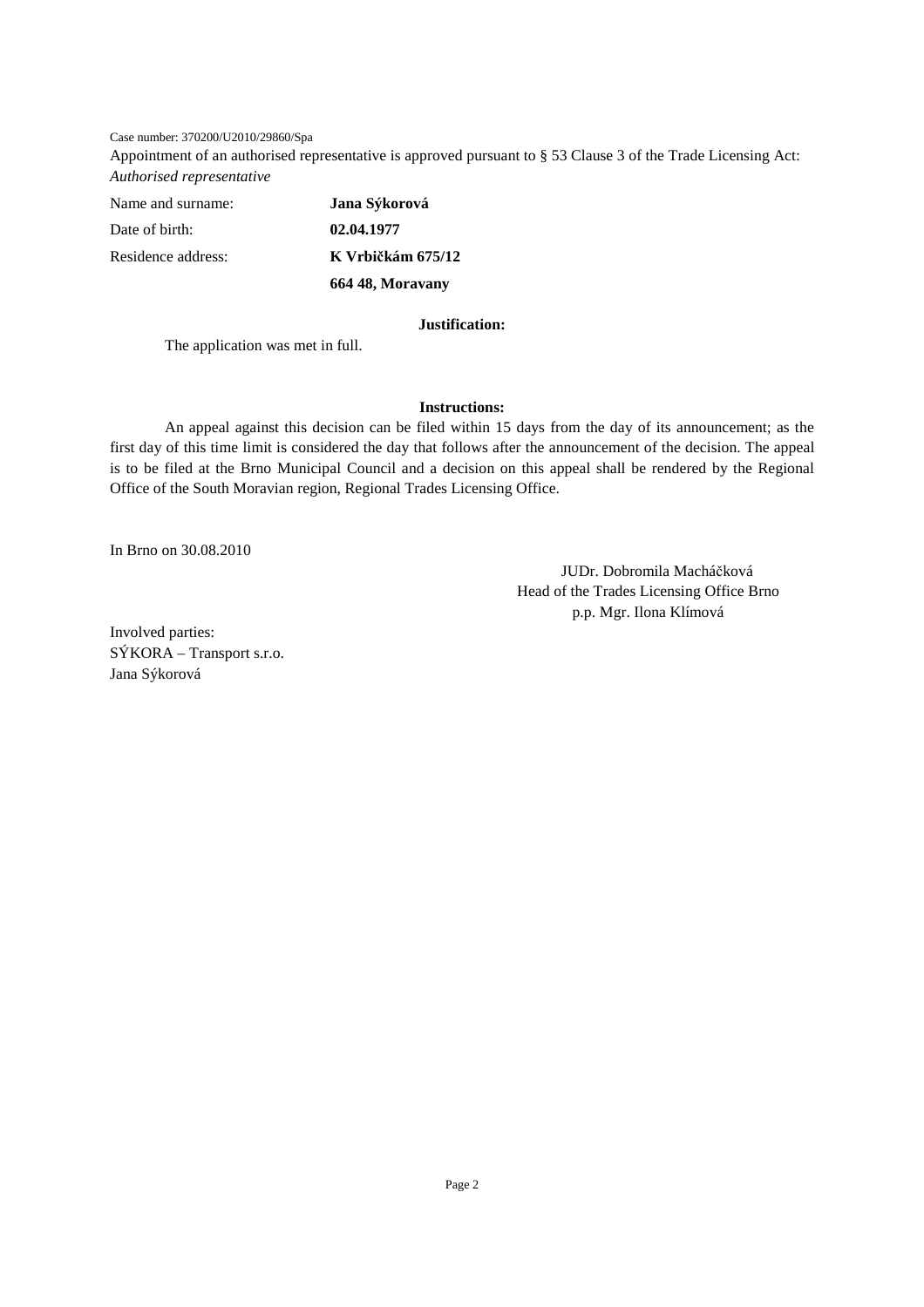Case number: 370200/U2010/29860/Spa

Appointment of an authorised representative is approved pursuant to § 53 Clause 3 of the Trade Licensing Act:

*Authorised representative*

| | |
|---|---|
| Name and surname: | **Jana Sýkorová** |
| Date of birth: | **02.04.1977** |
| Residence address: | **K Vrbičkám 675/12** |
| | **664 48, Moravany** |

**Justification:**

The application was met in full.

**Instructions:**

An appeal against this decision can be filed within 15 days from the day of its announcement; as the first day of this time limit is considered the day that follows after the announcement of the decision. The appeal is to be filed at the Brno Municipal Council and a decision on this appeal shall be rendered by the Regional Office of the South Moravian region, Regional Trades Licensing Office.

In Brno on 30.08.2010

JUDr. Dobromila Macháčková
Head of the Trades Licensing Office Brno
p.p. Mgr. Ilona Klímová

Involved parties:
SÝKORA – Transport s.r.o.
Jana Sýkorová